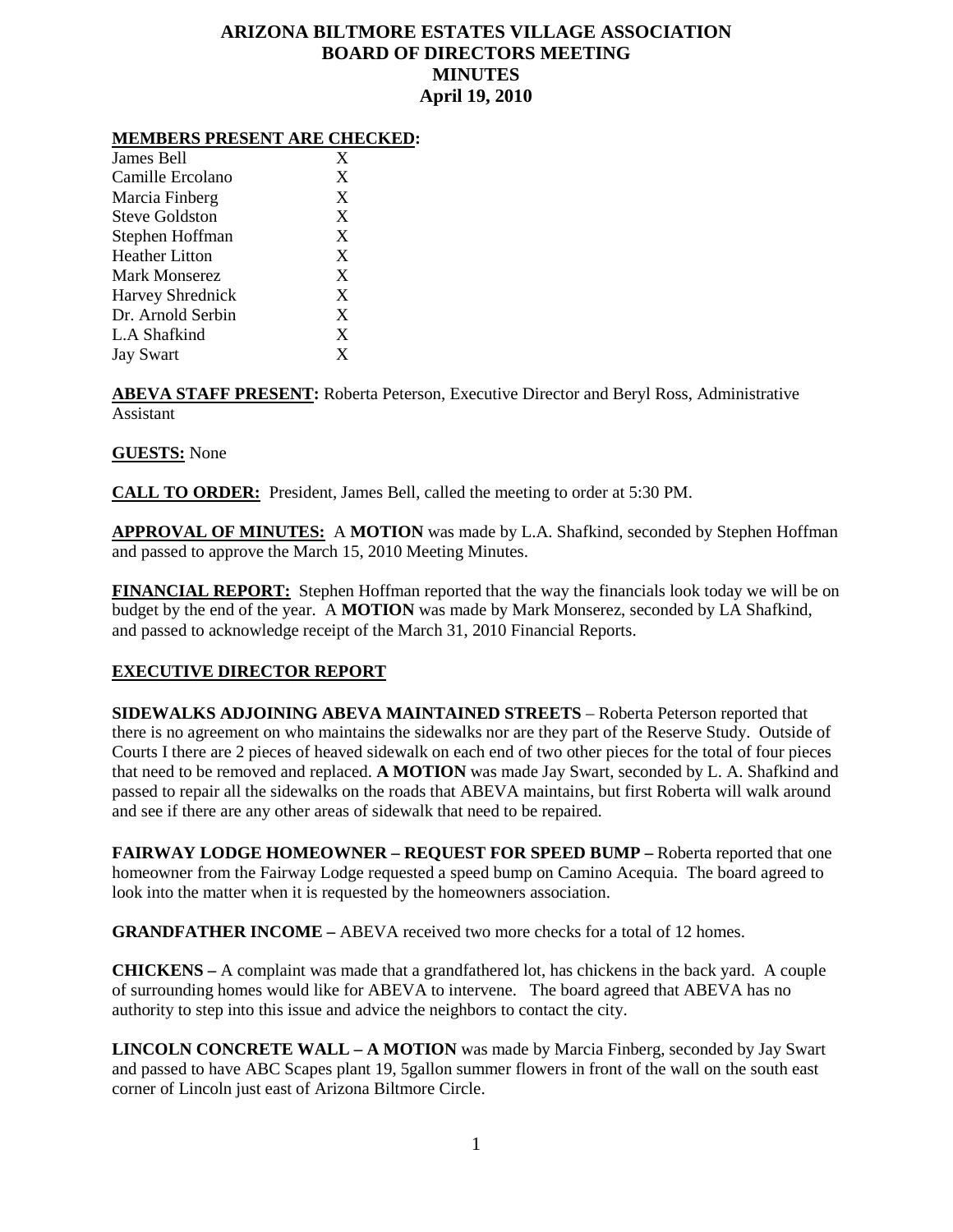# ARIZONA BILTMORE ESTATES VILLAGE ASSOCIATION
# BOARD OF DIRECTORS MEETING
# MINUTES
# April 19, 2010

**MEMBERS PRESENT ARE CHECKED:**

| | |
|---|---|
| James Bell | X |
| Camille Ercolano | X |
| Marcia Finberg | X |
| Steve Goldston | X |
| Stephen Hoffman | X |
| Heather Litton | X |
| Mark Monserez | X |
| Harvey Shrednick | X |
| Dr. Arnold Serbin | X |
| L.A Shafkind | X |
| Jay Swart | X |

**ABEVA STAFF PRESENT:** Roberta Peterson, Executive Director and Beryl Ross, Administrative Assistant

**GUESTS:** None

**CALL TO ORDER:** President, James Bell, called the meeting to order at 5:30 PM.

**APPROVAL OF MINUTES:** A **MOTION** was made by L.A. Shafkind, seconded by Stephen Hoffman and passed to approve the March 15, 2010 Meeting Minutes.

**FINANCIAL REPORT:** Stephen Hoffman reported that the way the financials look today we will be on budget by the end of the year. A **MOTION** was made by Mark Monserez, seconded by LA Shafkind, and passed to acknowledge receipt of the March 31, 2010 Financial Reports.

## EXECUTIVE DIRECTOR REPORT

**SIDEWALKS ADJOINING ABEVA MAINTAINED STREETS** – Roberta Peterson reported that there is no agreement on who maintains the sidewalks nor are they part of the Reserve Study. Outside of Courts I there are 2 pieces of heaved sidewalk on each end of two other pieces for the total of four pieces that need to be removed and replaced. **A MOTION** was made Jay Swart, seconded by L. A. Shafkind and passed to repair all the sidewalks on the roads that ABEVA maintains, but first Roberta will walk around and see if there are any other areas of sidewalk that need to be repaired.

**FAIRWAY LODGE HOMEOWNER – REQUEST FOR SPEED BUMP –** Roberta reported that one homeowner from the Fairway Lodge requested a speed bump on Camino Acequia. The board agreed to look into the matter when it is requested by the homeowners association.

**GRANDFATHER INCOME –** ABEVA received two more checks for a total of 12 homes.

**CHICKENS –** A complaint was made that a grandfathered lot, has chickens in the back yard. A couple of surrounding homes would like for ABEVA to intervene. The board agreed that ABEVA has no authority to step into this issue and advice the neighbors to contact the city.

**LINCOLN CONCRETE WALL – A MOTION** was made by Marcia Finberg, seconded by Jay Swart and passed to have ABC Scapes plant 19, 5gallon summer flowers in front of the wall on the south east corner of Lincoln just east of Arizona Biltmore Circle.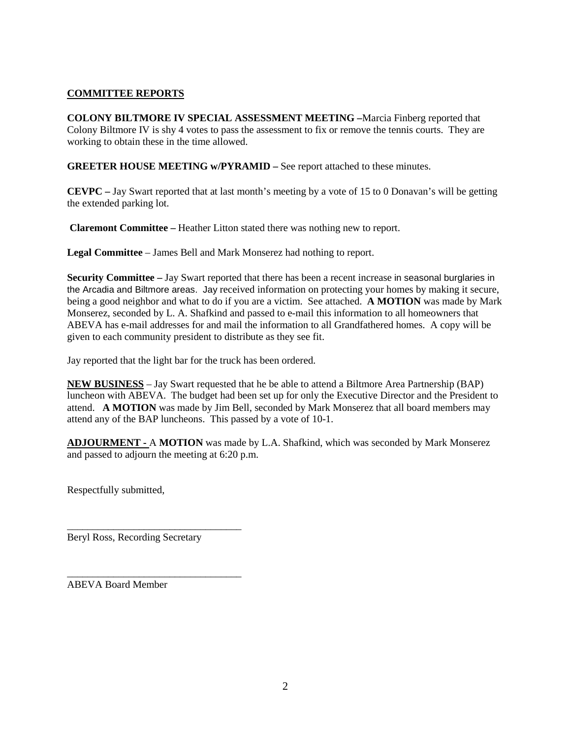## COMMITTEE REPORTS

**COLONY BILTMORE IV SPECIAL ASSESSMENT MEETING –**Marcia Finberg reported that Colony Biltmore IV is shy 4 votes to pass the assessment to fix or remove the tennis courts. They are working to obtain these in the time allowed.

**GREETER HOUSE MEETING w/PYRAMID –** See report attached to these minutes.

**CEVPC –** Jay Swart reported that at last month's meeting by a vote of 15 to 0 Donavan's will be getting the extended parking lot.

**Claremont Committee –** Heather Litton stated there was nothing new to report.

**Legal Committee** – James Bell and Mark Monserez had nothing to report.

**Security Committee –** Jay Swart reported that there has been a recent increase in seasonal burglaries in the Arcadia and Biltmore areas. Jay received information on protecting your homes by making it secure, being a good neighbor and what to do if you are a victim. See attached. **A MOTION** was made by Mark Monserez, seconded by L. A. Shafkind and passed to e-mail this information to all homeowners that ABEVA has e-mail addresses for and mail the information to all Grandfathered homes. A copy will be given to each community president to distribute as they see fit.

Jay reported that the light bar for the truck has been ordered.

**NEW BUSINESS** – Jay Swart requested that he be able to attend a Biltmore Area Partnership (BAP) luncheon with ABEVA. The budget had been set up for only the Executive Director and the President to attend. **A MOTION** was made by Jim Bell, seconded by Mark Monserez that all board members may attend any of the BAP luncheons. This passed by a vote of 10-1.

**ADJOURMENT -** A **MOTION** was made by L.A. Shafkind, which was seconded by Mark Monserez and passed to adjourn the meeting at 6:20 p.m.

Respectfully submitted,

\_\_\_\_\_\_\_\_\_\_\_\_\_\_\_\_\_\_\_\_\_\_\_\_\_\_\_\_\_\_\_\_\_\_

Beryl Ross, Recording Secretary

\_\_\_\_\_\_\_\_\_\_\_\_\_\_\_\_\_\_\_\_\_\_\_\_\_\_\_\_\_\_\_\_\_\_

ABEVA Board Member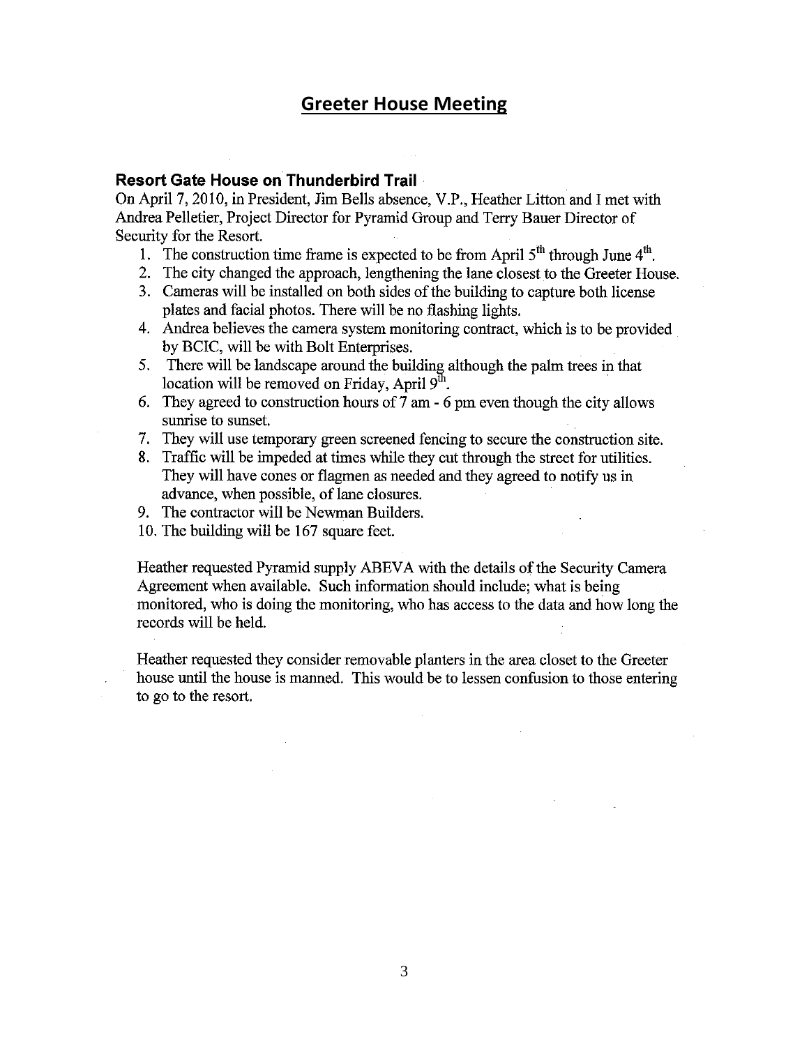# Greeter House Meeting

### Resort Gate House on Thunderbird Trail

On April 7, 2010, in President, Jim Bells absence, V.P., Heather Litton and I met with Andrea Pelletier, Project Director for Pyramid Group and Terry Bauer Director of Security for the Resort.

1. The construction time frame is expected to be from April 5th through June 4th.
2. The city changed the approach, lengthening the lane closest to the Greeter House.
3. Cameras will be installed on both sides of the building to capture both license plates and facial photos. There will be no flashing lights.
4. Andrea believes the camera system monitoring contract, which is to be provided by BCIC, will be with Bolt Enterprises.
5. There will be landscape around the building although the palm trees in that location will be removed on Friday, April 9th.
6. They agreed to construction hours of 7 am - 6 pm even though the city allows sunrise to sunset.
7. They will use temporary green screened fencing to secure the construction site.
8. Traffic will be impeded at times while they cut through the street for utilities. They will have cones or flagmen as needed and they agreed to notify us in advance, when possible, of lane closures.
9. The contractor will be Newman Builders.
10. The building will be 167 square feet.

Heather requested Pyramid supply ABEVA with the details of the Security Camera Agreement when available. Such information should include; what is being monitored, who is doing the monitoring, who has access to the data and how long the records will be held.

Heather requested they consider removable planters in the area closet to the Greeter house until the house is manned. This would be to lessen confusion to those entering to go to the resort.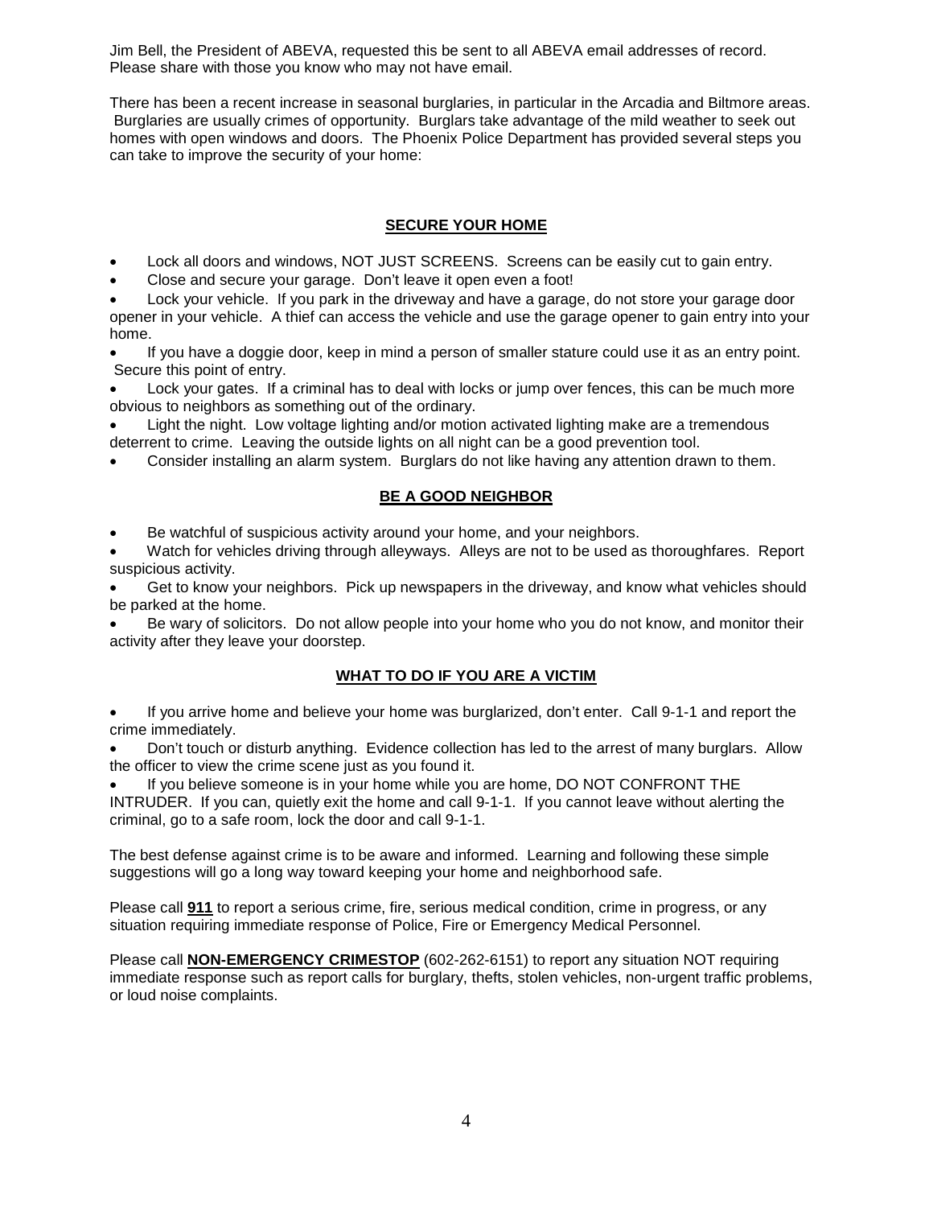Jim Bell, the President of ABEVA, requested this be sent to all ABEVA email addresses of record. Please share with those you know who may not have email.

There has been a recent increase in seasonal burglaries, in particular in the Arcadia and Biltmore areas. Burglaries are usually crimes of opportunity. Burglars take advantage of the mild weather to seek out homes with open windows and doors. The Phoenix Police Department has provided several steps you can take to improve the security of your home:

## SECURE YOUR HOME

- Lock all doors and windows, NOT JUST SCREENS. Screens can be easily cut to gain entry.
- Close and secure your garage. Don't leave it open even a foot!
- Lock your vehicle. If you park in the driveway and have a garage, do not store your garage door opener in your vehicle. A thief can access the vehicle and use the garage opener to gain entry into your home.
- If you have a doggie door, keep in mind a person of smaller stature could use it as an entry point. Secure this point of entry.
- Lock your gates. If a criminal has to deal with locks or jump over fences, this can be much more obvious to neighbors as something out of the ordinary.
- Light the night. Low voltage lighting and/or motion activated lighting make are a tremendous deterrent to crime. Leaving the outside lights on all night can be a good prevention tool.
- Consider installing an alarm system. Burglars do not like having any attention drawn to them.

## BE A GOOD NEIGHBOR

- Be watchful of suspicious activity around your home, and your neighbors.
- Watch for vehicles driving through alleyways. Alleys are not to be used as thoroughfares. Report suspicious activity.
- Get to know your neighbors. Pick up newspapers in the driveway, and know what vehicles should be parked at the home.
- Be wary of solicitors. Do not allow people into your home who you do not know, and monitor their activity after they leave your doorstep.

## WHAT TO DO IF YOU ARE A VICTIM

- If you arrive home and believe your home was burglarized, don't enter. Call 9-1-1 and report the crime immediately.
- Don't touch or disturb anything. Evidence collection has led to the arrest of many burglars. Allow the officer to view the crime scene just as you found it.
- If you believe someone is in your home while you are home, DO NOT CONFRONT THE INTRUDER. If you can, quietly exit the home and call 9-1-1. If you cannot leave without alerting the criminal, go to a safe room, lock the door and call 9-1-1.

The best defense against crime is to be aware and informed. Learning and following these simple suggestions will go a long way toward keeping your home and neighborhood safe.

Please call **911** to report a serious crime, fire, serious medical condition, crime in progress, or any situation requiring immediate response of Police, Fire or Emergency Medical Personnel.

Please call **NON-EMERGENCY CRIMESTOP** (602-262-6151) to report any situation NOT requiring immediate response such as report calls for burglary, thefts, stolen vehicles, non-urgent traffic problems, or loud noise complaints.